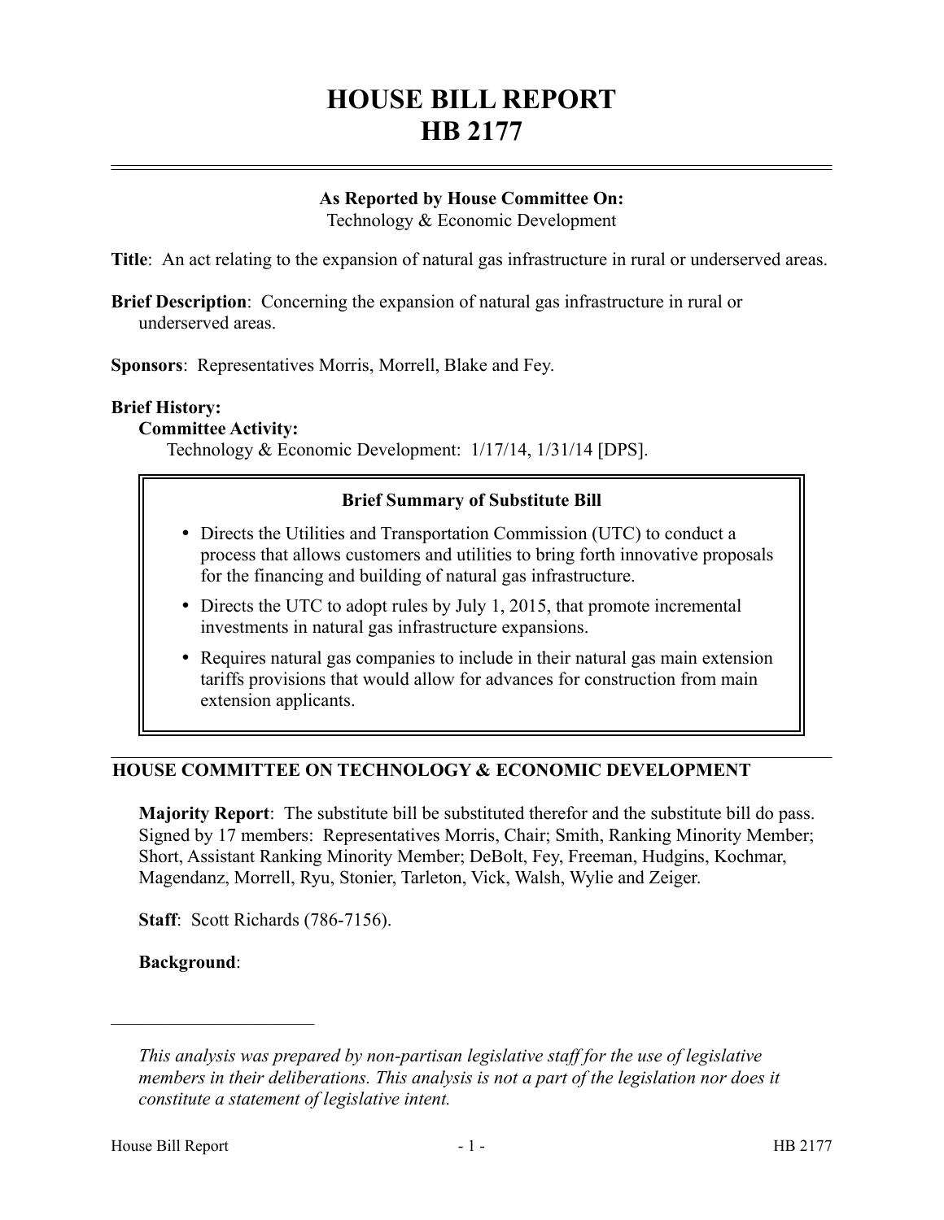# HOUSE BILL REPORT
# HB 2177

**As Reported by House Committee On:**
Technology & Economic Development

**Title**: An act relating to the expansion of natural gas infrastructure in rural or underserved areas.

**Brief Description**: Concerning the expansion of natural gas infrastructure in rural or underserved areas.

**Sponsors**: Representatives Morris, Morrell, Blake and Fey.

**Brief History:**

**Committee Activity:**

Technology & Economic Development: 1/17/14, 1/31/14 [DPS].

**Brief Summary of Substitute Bill**

- Directs the Utilities and Transportation Commission (UTC) to conduct a process that allows customers and utilities to bring forth innovative proposals for the financing and building of natural gas infrastructure.
- Directs the UTC to adopt rules by July 1, 2015, that promote incremental investments in natural gas infrastructure expansions.
- Requires natural gas companies to include in their natural gas main extension tariffs provisions that would allow for advances for construction from main extension applicants.

## HOUSE COMMITTEE ON TECHNOLOGY & ECONOMIC DEVELOPMENT

**Majority Report**: The substitute bill be substituted therefor and the substitute bill do pass. Signed by 17 members: Representatives Morris, Chair; Smith, Ranking Minority Member; Short, Assistant Ranking Minority Member; DeBolt, Fey, Freeman, Hudgins, Kochmar, Magendanz, Morrell, Ryu, Stonier, Tarleton, Vick, Walsh, Wylie and Zeiger.

**Staff**: Scott Richards (786-7156).

**Background**:

---

*This analysis was prepared by non-partisan legislative staff for the use of legislative members in their deliberations. This analysis is not a part of the legislation nor does it constitute a statement of legislative intent.*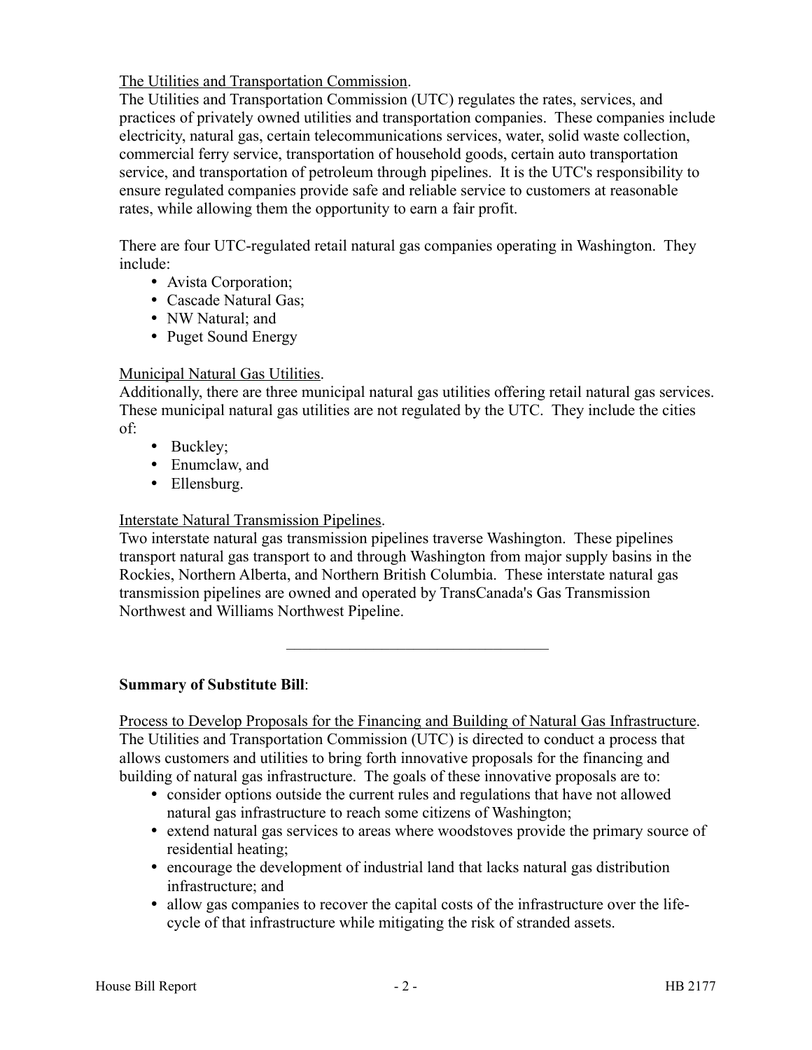The Utilities and Transportation Commission.

The Utilities and Transportation Commission (UTC) regulates the rates, services, and practices of privately owned utilities and transportation companies. These companies include electricity, natural gas, certain telecommunications services, water, solid waste collection, commercial ferry service, transportation of household goods, certain auto transportation service, and transportation of petroleum through pipelines. It is the UTC's responsibility to ensure regulated companies provide safe and reliable service to customers at reasonable rates, while allowing them the opportunity to earn a fair profit.

There are four UTC-regulated retail natural gas companies operating in Washington. They include:

- Avista Corporation;
- Cascade Natural Gas;
- NW Natural; and
- Puget Sound Energy

Municipal Natural Gas Utilities.

Additionally, there are three municipal natural gas utilities offering retail natural gas services. These municipal natural gas utilities are not regulated by the UTC. They include the cities of:

- Buckley;
- Enumclaw, and
- Ellensburg.

Interstate Natural Transmission Pipelines.

Two interstate natural gas transmission pipelines traverse Washington. These pipelines transport natural gas transport to and through Washington from major supply basins in the Rockies, Northern Alberta, and Northern British Columbia. These interstate natural gas transmission pipelines are owned and operated by TransCanada's Gas Transmission Northwest and Williams Northwest Pipeline.

---

**Summary of Substitute Bill**:

Process to Develop Proposals for the Financing and Building of Natural Gas Infrastructure.

The Utilities and Transportation Commission (UTC) is directed to conduct a process that allows customers and utilities to bring forth innovative proposals for the financing and building of natural gas infrastructure. The goals of these innovative proposals are to:

- consider options outside the current rules and regulations that have not allowed natural gas infrastructure to reach some citizens of Washington;
- extend natural gas services to areas where woodstoves provide the primary source of residential heating;
- encourage the development of industrial land that lacks natural gas distribution infrastructure; and
- allow gas companies to recover the capital costs of the infrastructure over the life-cycle of that infrastructure while mitigating the risk of stranded assets.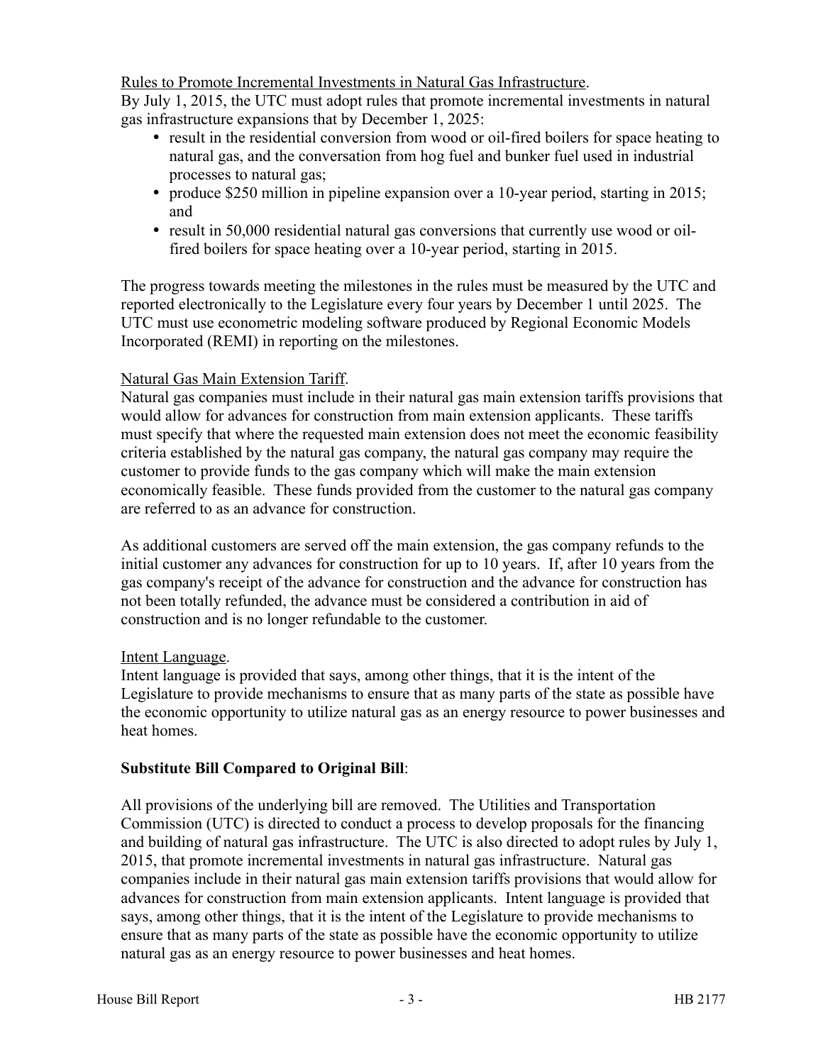Rules to Promote Incremental Investments in Natural Gas Infrastructure.
By July 1, 2015, the UTC must adopt rules that promote incremental investments in natural gas infrastructure expansions that by December 1, 2025:

- result in the residential conversion from wood or oil-fired boilers for space heating to natural gas, and the conversation from hog fuel and bunker fuel used in industrial processes to natural gas;
- produce $250 million in pipeline expansion over a 10-year period, starting in 2015; and
- result in 50,000 residential natural gas conversions that currently use wood or oil-fired boilers for space heating over a 10-year period, starting in 2015.

The progress towards meeting the milestones in the rules must be measured by the UTC and reported electronically to the Legislature every four years by December 1 until 2025. The UTC must use econometric modeling software produced by Regional Economic Models Incorporated (REMI) in reporting on the milestones.

Natural Gas Main Extension Tariff.
Natural gas companies must include in their natural gas main extension tariffs provisions that would allow for advances for construction from main extension applicants. These tariffs must specify that where the requested main extension does not meet the economic feasibility criteria established by the natural gas company, the natural gas company may require the customer to provide funds to the gas company which will make the main extension economically feasible. These funds provided from the customer to the natural gas company are referred to as an advance for construction.

As additional customers are served off the main extension, the gas company refunds to the initial customer any advances for construction for up to 10 years. If, after 10 years from the gas company's receipt of the advance for construction and the advance for construction has not been totally refunded, the advance must be considered a contribution in aid of construction and is no longer refundable to the customer.

Intent Language.
Intent language is provided that says, among other things, that it is the intent of the Legislature to provide mechanisms to ensure that as many parts of the state as possible have the economic opportunity to utilize natural gas as an energy resource to power businesses and heat homes.

**Substitute Bill Compared to Original Bill**:

All provisions of the underlying bill are removed. The Utilities and Transportation Commission (UTC) is directed to conduct a process to develop proposals for the financing and building of natural gas infrastructure. The UTC is also directed to adopt rules by July 1, 2015, that promote incremental investments in natural gas infrastructure. Natural gas companies include in their natural gas main extension tariffs provisions that would allow for advances for construction from main extension applicants. Intent language is provided that says, among other things, that it is the intent of the Legislature to provide mechanisms to ensure that as many parts of the state as possible have the economic opportunity to utilize natural gas as an energy resource to power businesses and heat homes.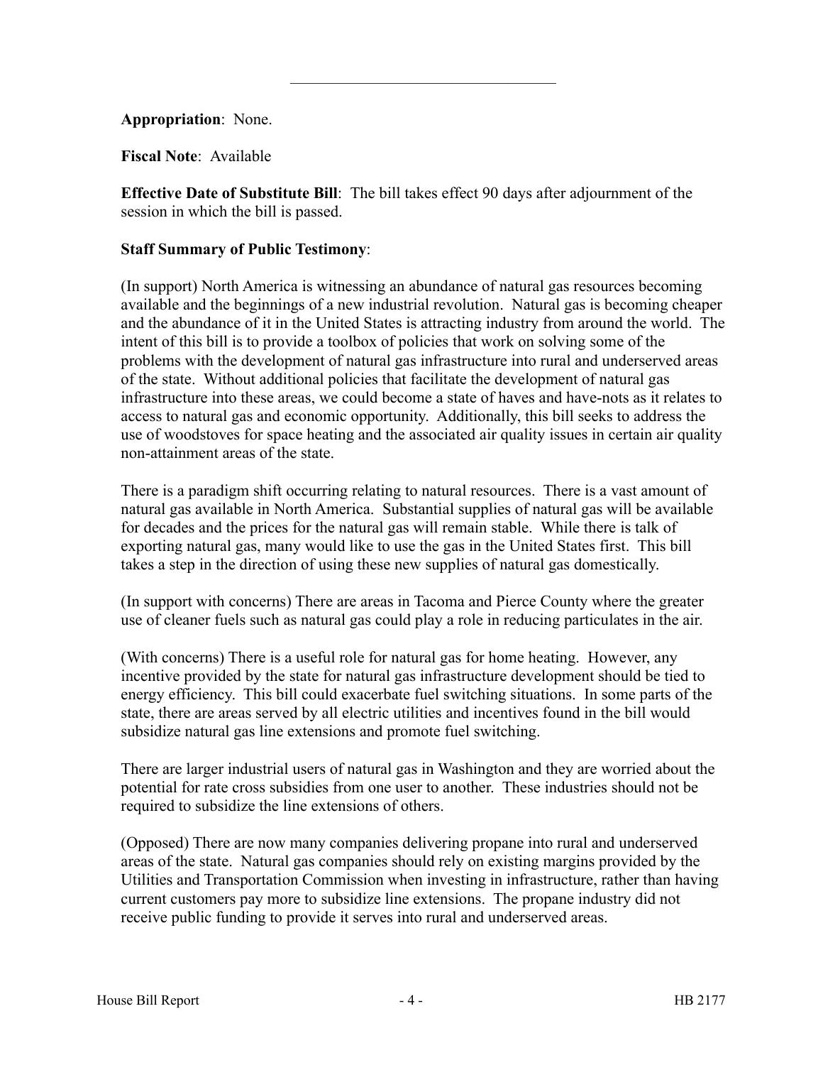---

**Appropriation**: None.

**Fiscal Note**: Available

**Effective Date of Substitute Bill**: The bill takes effect 90 days after adjournment of the session in which the bill is passed.

**Staff Summary of Public Testimony**:

(In support) North America is witnessing an abundance of natural gas resources becoming available and the beginnings of a new industrial revolution. Natural gas is becoming cheaper and the abundance of it in the United States is attracting industry from around the world. The intent of this bill is to provide a toolbox of policies that work on solving some of the problems with the development of natural gas infrastructure into rural and underserved areas of the state. Without additional policies that facilitate the development of natural gas infrastructure into these areas, we could become a state of haves and have-nots as it relates to access to natural gas and economic opportunity. Additionally, this bill seeks to address the use of woodstoves for space heating and the associated air quality issues in certain air quality non-attainment areas of the state.

There is a paradigm shift occurring relating to natural resources. There is a vast amount of natural gas available in North America. Substantial supplies of natural gas will be available for decades and the prices for the natural gas will remain stable. While there is talk of exporting natural gas, many would like to use the gas in the United States first. This bill takes a step in the direction of using these new supplies of natural gas domestically.

(In support with concerns) There are areas in Tacoma and Pierce County where the greater use of cleaner fuels such as natural gas could play a role in reducing particulates in the air.

(With concerns) There is a useful role for natural gas for home heating. However, any incentive provided by the state for natural gas infrastructure development should be tied to energy efficiency. This bill could exacerbate fuel switching situations. In some parts of the state, there are areas served by all electric utilities and incentives found in the bill would subsidize natural gas line extensions and promote fuel switching.

There are larger industrial users of natural gas in Washington and they are worried about the potential for rate cross subsidies from one user to another. These industries should not be required to subsidize the line extensions of others.

(Opposed) There are now many companies delivering propane into rural and underserved areas of the state. Natural gas companies should rely on existing margins provided by the Utilities and Transportation Commission when investing in infrastructure, rather than having current customers pay more to subsidize line extensions. The propane industry did not receive public funding to provide it serves into rural and underserved areas.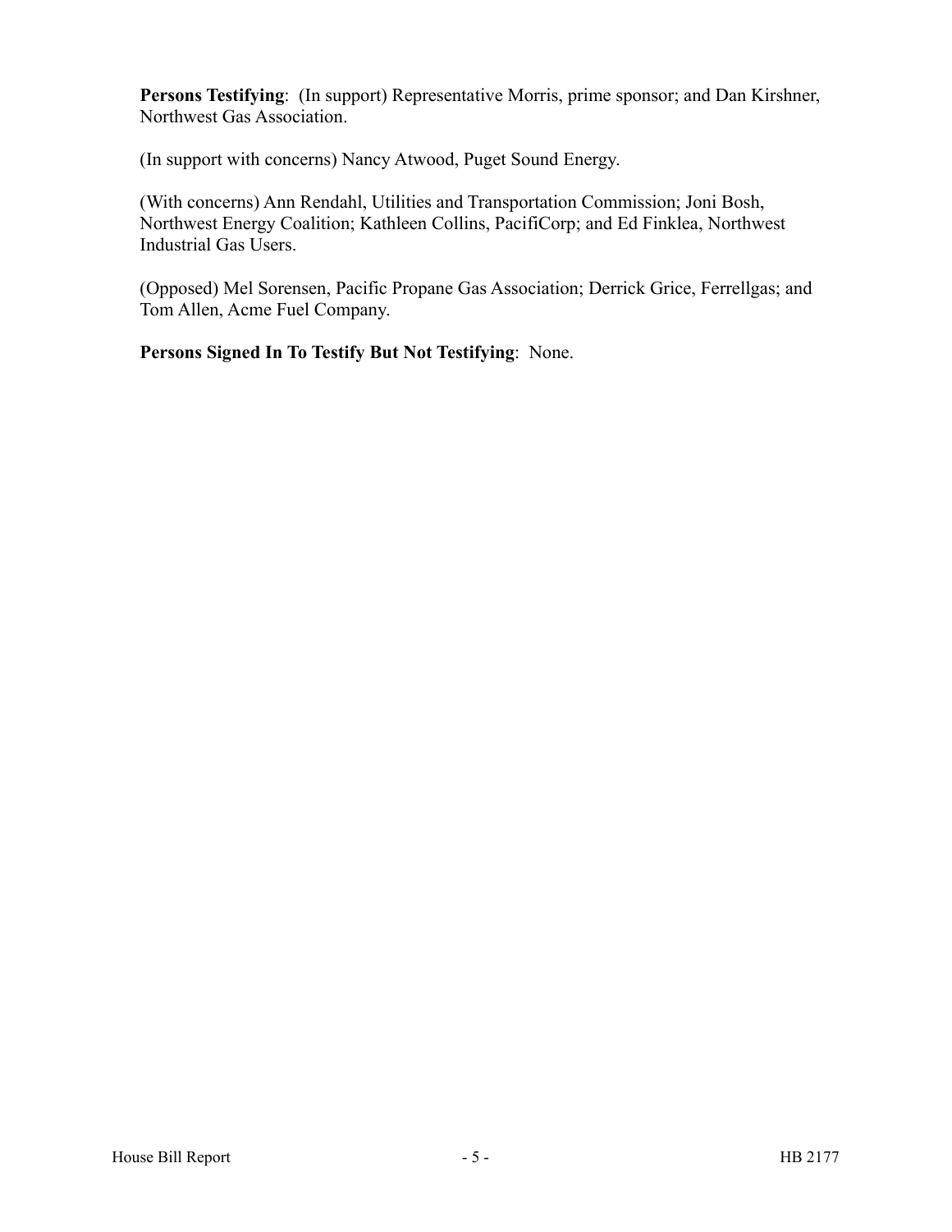**Persons Testifying**: (In support) Representative Morris, prime sponsor; and Dan Kirshner, Northwest Gas Association.

(In support with concerns) Nancy Atwood, Puget Sound Energy.

(With concerns) Ann Rendahl, Utilities and Transportation Commission; Joni Bosh, Northwest Energy Coalition; Kathleen Collins, PacifiCorp; and Ed Finklea, Northwest Industrial Gas Users.

(Opposed) Mel Sorensen, Pacific Propane Gas Association; Derrick Grice, Ferrellgas; and Tom Allen, Acme Fuel Company.

**Persons Signed In To Testify But Not Testifying**: None.